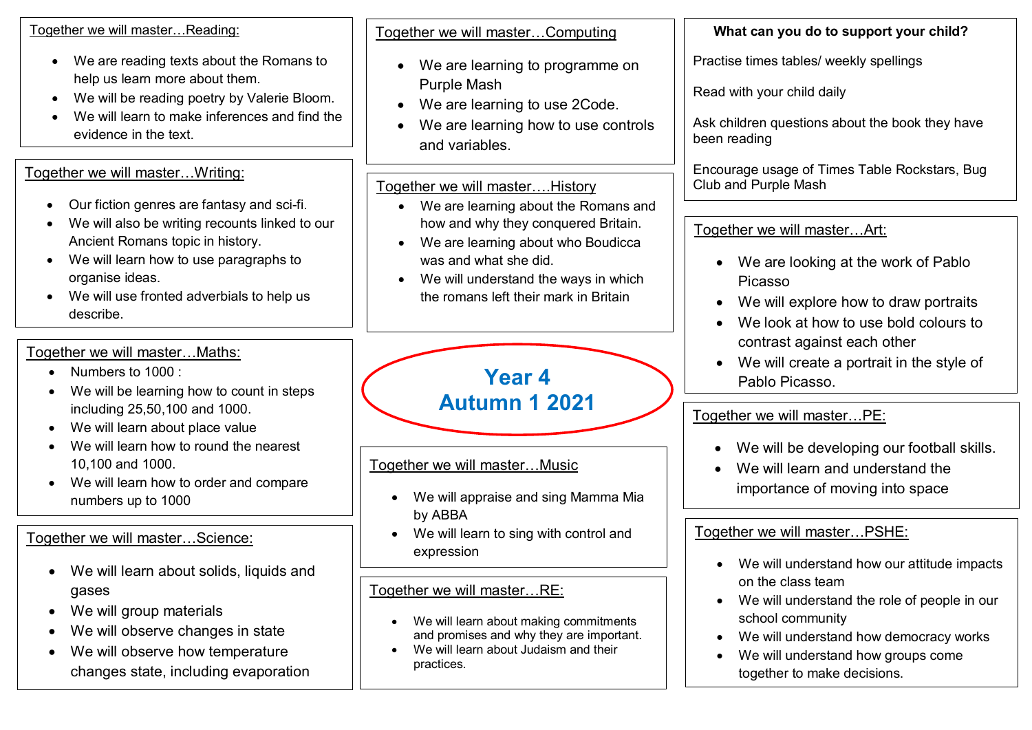# Year 4 Autumn 1 2021

## Together we will master…Reading:

- We are reading texts about the Romans to help us learn more about them.
- We will be reading poetry by Valerie Bloom.
- We will learn to make inferences and find the evidence in the text.

## Together we will master…Writing:

- Our fiction genres are fantasy and sci-fi.
- We will also be writing recounts linked to our Ancient Romans topic in history.
- We will learn how to use paragraphs to organise ideas.
- We will use fronted adverbials to help us describe.

## Together we will master…Maths:

- Numbers to 1000 :
- We will be learning how to count in steps including 25,50,100 and 1000.
- We will learn about place value
- We will learn how to round the nearest 10,100 and 1000.
- We will learn how to order and compare numbers up to 1000

## Together we will master…Science:

- We will learn about solids, liquids and gases
- We will group materials
- We will observe changes in state
- We will observe how temperature changes state, including evaporation

## Together we will master…Computing

- We are learning to programme on Purple Mash
- We are learning to use 2Code.
- We are learning how to use controls and variables.

## Together we will master….History

- We are learning about the Romans and how and why they conquered Britain.
- We are learning about who Boudicca was and what she did.
- We will understand the ways in which the romans left their mark in Britain

## Together we will master…Music

- We will appraise and sing Mamma Mia by ABBA
- We will learn to sing with control and expression

## Together we will master…RE:

- We will learn about making commitments and promises and why they are important.
- We will learn about Judaism and their practices.

## What can you do to support your child?

Practise times tables/ weekly spellings

Read with your child daily

Ask children questions about the book they have been reading

Encourage usage of Times Table Rockstars, Bug Club and Purple Mash

## Together we will master…Art:

- We are looking at the work of Pablo Picasso
- We will explore how to draw portraits
- We look at how to use bold colours to contrast against each other
- We will create a portrait in the style of Pablo Picasso.

## Together we will master…PE:

- We will be developing our football skills.
- We will learn and understand the importance of moving into space

## Together we will master…PSHE:

- We will understand how our attitude impacts on the class team
- We will understand the role of people in our school community
- We will understand how democracy works
- We will understand how groups come together to make decisions.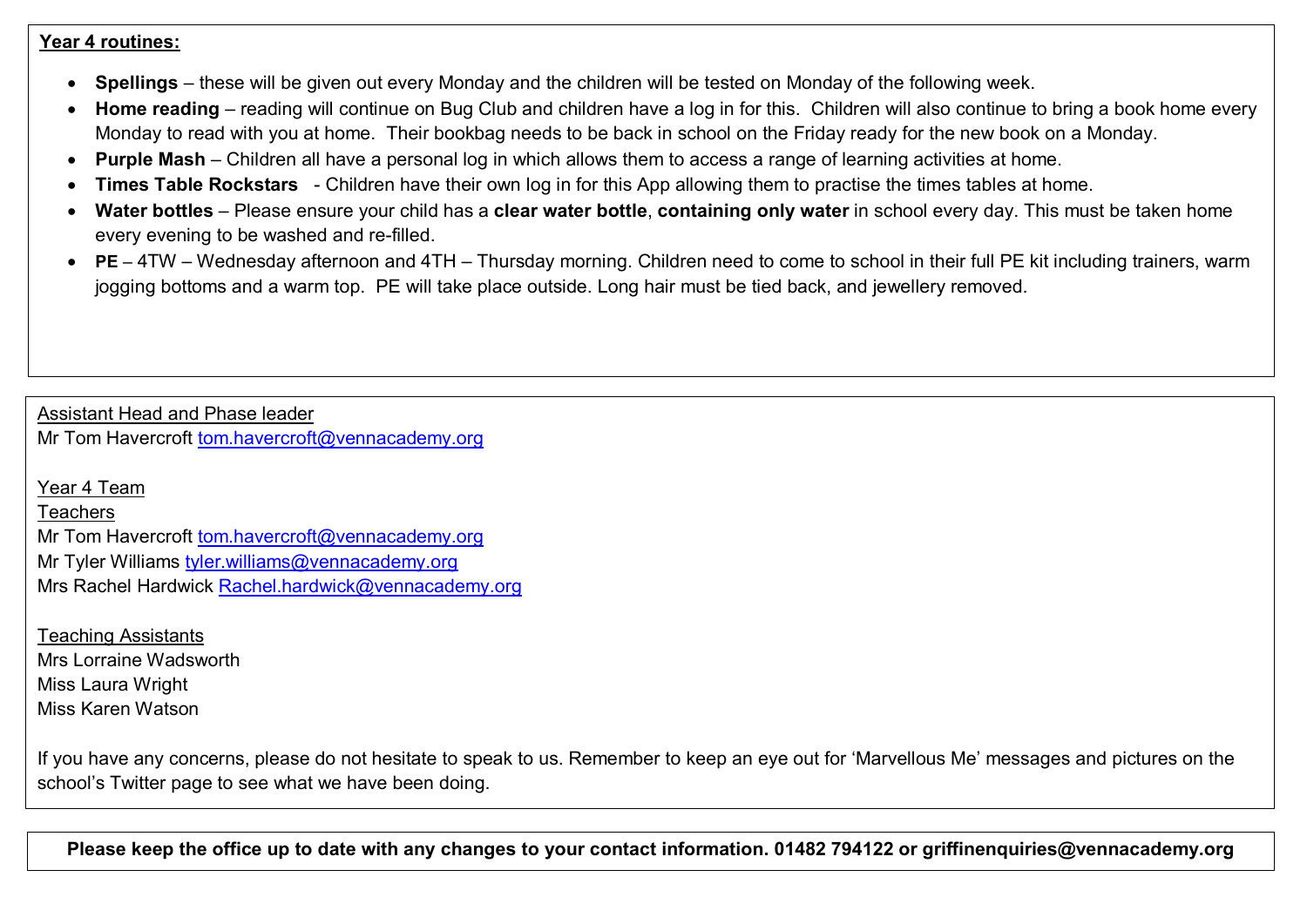**Year 4 routines:**

- **Spellings** – these will be given out every Monday and the children will be tested on Monday of the following week.
- **Home reading** – reading will continue on Bug Club and children have a log in for this. Children will also continue to bring a book home every Monday to read with you at home. Their bookbag needs to be back in school on the Friday ready for the new book on a Monday.
- **Purple Mash** – Children all have a personal log in which allows them to access a range of learning activities at home.
- **Times Table Rockstars** - Children have their own log in for this App allowing them to practise the times tables at home.
- **Water bottles** – Please ensure your child has a **clear water bottle**, **containing only water** in school every day. This must be taken home every evening to be washed and re-filled.
- **PE** – 4TW – Wednesday afternoon and 4TH – Thursday morning. Children need to come to school in their full PE kit including trainers, warm jogging bottoms and a warm top. PE will take place outside. Long hair must be tied back, and jewellery removed.

Assistant Head and Phase leader
Mr Tom Havercroft tom.havercroft@vennacademy.org

Year 4 Team
Teachers
Mr Tom Havercroft tom.havercroft@vennacademy.org
Mr Tyler Williams tyler.williams@vennacademy.org
Mrs Rachel Hardwick Rachel.hardwick@vennacademy.org

Teaching Assistants
Mrs Lorraine Wadsworth
Miss Laura Wright
Miss Karen Watson

If you have any concerns, please do not hesitate to speak to us. Remember to keep an eye out for 'Marvellous Me' messages and pictures on the school's Twitter page to see what we have been doing.

**Please keep the office up to date with any changes to your contact information. 01482 794122 or griffinenquiries@vennacademy.org**